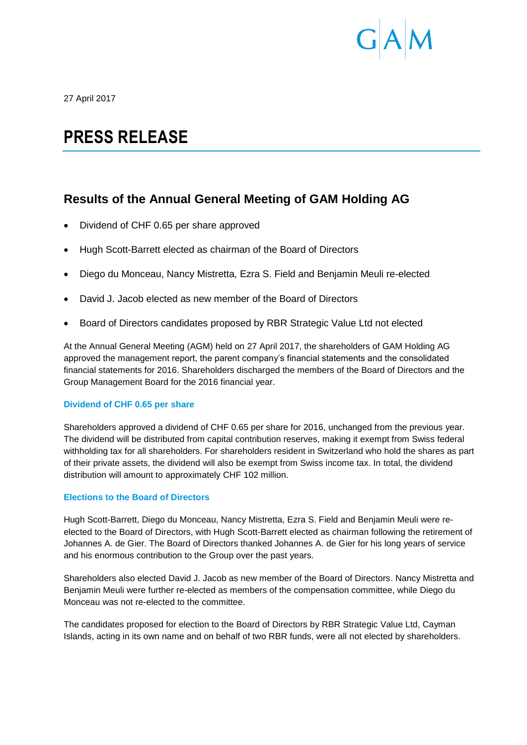27 April 2017

# PRESS RELEASE

## Results of the Annual General Meeting of GAM Holding AG

- Dividend of CHF 0.65 per share approved
- Hugh Scott-Barrett elected as chairman of the Board of Directors
- Diego du Monceau, Nancy Mistretta, Ezra S. Field and Benjamin Meuli re-elected
- David J. Jacob elected as new member of the Board of Directors
- Board of Directors candidates proposed by RBR Strategic Value Ltd not elected

At the Annual General Meeting (AGM) held on 27 April 2017, the shareholders of GAM Holding AG approved the management report, the parent company's financial statements and the consolidated financial statements for 2016. Shareholders discharged the members of the Board of Directors and the Group Management Board for the 2016 financial year.

### Dividend of CHF 0.65 per share

Shareholders approved a dividend of CHF 0.65 per share for 2016, unchanged from the previous year. The dividend will be distributed from capital contribution reserves, making it exempt from Swiss federal withholding tax for all shareholders. For shareholders resident in Switzerland who hold the shares as part of their private assets, the dividend will also be exempt from Swiss income tax. In total, the dividend distribution will amount to approximately CHF 102 million.

### Elections to the Board of Directors

Hugh Scott-Barrett, Diego du Monceau, Nancy Mistretta, Ezra S. Field and Benjamin Meuli were re-elected to the Board of Directors, with Hugh Scott-Barrett elected as chairman following the retirement of Johannes A. de Gier. The Board of Directors thanked Johannes A. de Gier for his long years of service and his enormous contribution to the Group over the past years.

Shareholders also elected David J. Jacob as new member of the Board of Directors. Nancy Mistretta and Benjamin Meuli were further re-elected as members of the compensation committee, while Diego du Monceau was not re-elected to the committee.

The candidates proposed for election to the Board of Directors by RBR Strategic Value Ltd, Cayman Islands, acting in its own name and on behalf of two RBR funds, were all not elected by shareholders.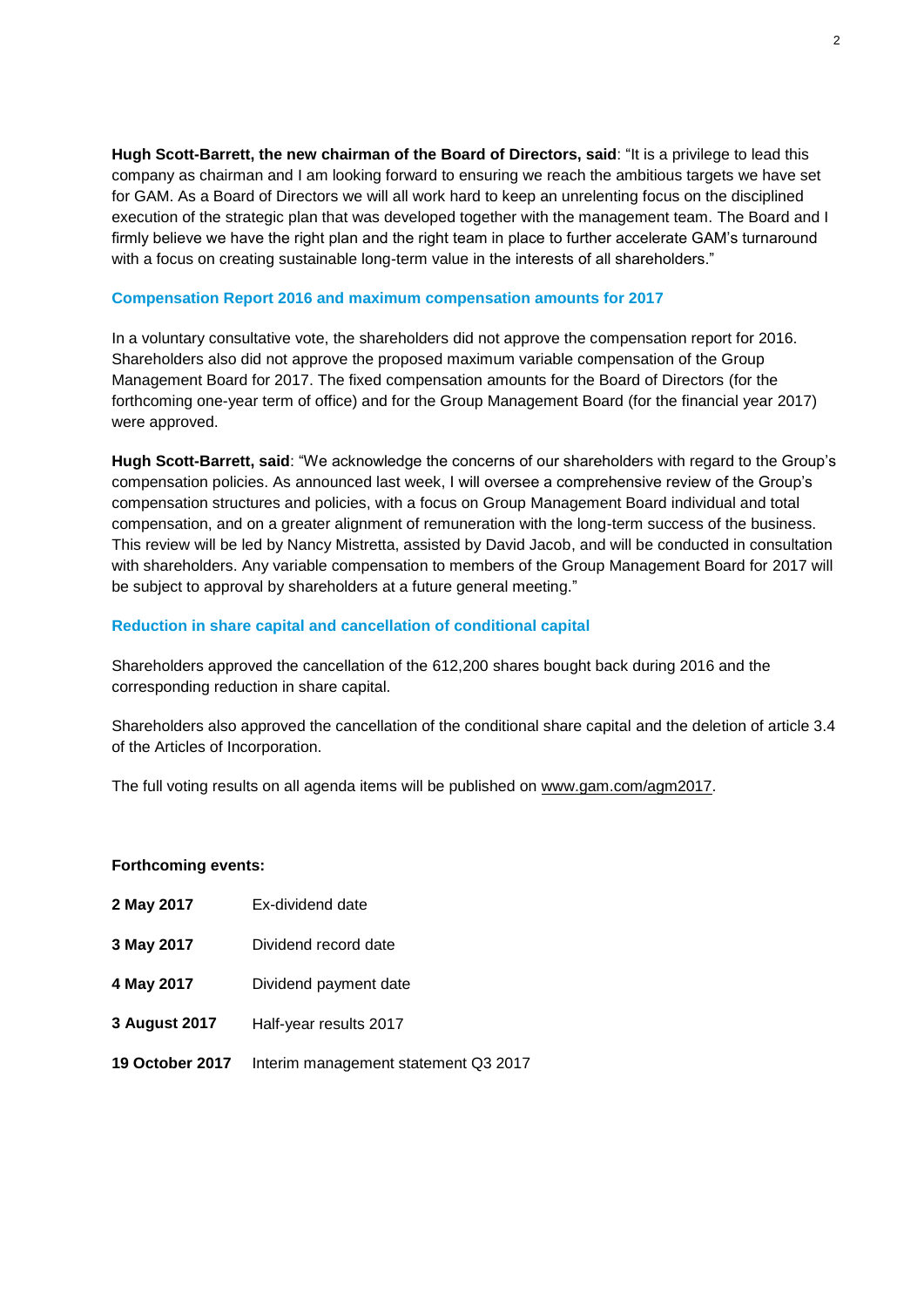**Hugh Scott-Barrett, the new chairman of the Board of Directors, said**: "It is a privilege to lead this company as chairman and I am looking forward to ensuring we reach the ambitious targets we have set for GAM. As a Board of Directors we will all work hard to keep an unrelenting focus on the disciplined execution of the strategic plan that was developed together with the management team. The Board and I firmly believe we have the right plan and the right team in place to further accelerate GAM's turnaround with a focus on creating sustainable long-term value in the interests of all shareholders."

## Compensation Report 2016 and maximum compensation amounts for 2017

In a voluntary consultative vote, the shareholders did not approve the compensation report for 2016. Shareholders also did not approve the proposed maximum variable compensation of the Group Management Board for 2017. The fixed compensation amounts for the Board of Directors (for the forthcoming one-year term of office) and for the Group Management Board (for the financial year 2017) were approved.

**Hugh Scott-Barrett, said**: "We acknowledge the concerns of our shareholders with regard to the Group's compensation policies. As announced last week, I will oversee a comprehensive review of the Group's compensation structures and policies, with a focus on Group Management Board individual and total compensation, and on a greater alignment of remuneration with the long-term success of the business. This review will be led by Nancy Mistretta, assisted by David Jacob, and will be conducted in consultation with shareholders. Any variable compensation to members of the Group Management Board for 2017 will be subject to approval by shareholders at a future general meeting."

## Reduction in share capital and cancellation of conditional capital

Shareholders approved the cancellation of the 612,200 shares bought back during 2016 and the corresponding reduction in share capital.

Shareholders also approved the cancellation of the conditional share capital and the deletion of article 3.4 of the Articles of Incorporation.

The full voting results on all agenda items will be published on www.gam.com/agm2017.

**Forthcoming events:**

| | |
|---|---|
| **2 May 2017** | Ex-dividend date |
| **3 May 2017** | Dividend record date |
| **4 May 2017** | Dividend payment date |
| **3 August 2017** | Half-year results 2017 |
| **19 October 2017** | Interim management statement Q3 2017 |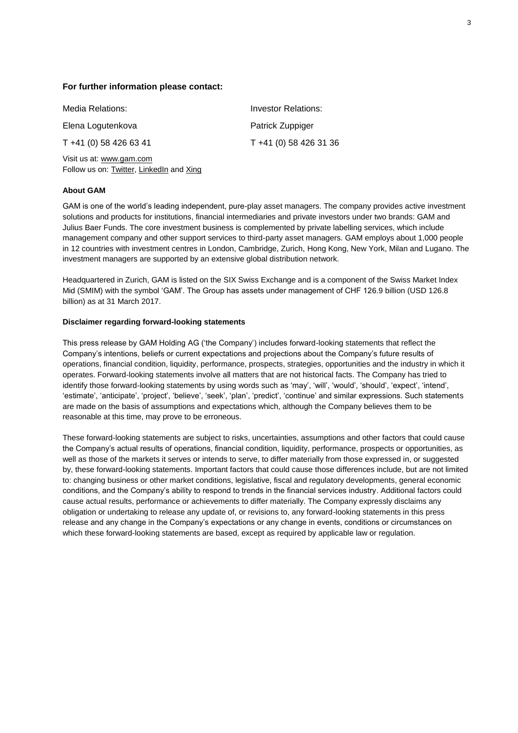**For further information please contact:**

| | |
|---|---|
| Media Relations: | Investor Relations: |
| Elena Logutenkova | Patrick Zuppiger |
| T +41 (0) 58 426 63 41 | T +41 (0) 58 426 31 36 |

Visit us at: www.gam.com
Follow us on: Twitter, LinkedIn and Xing

**About GAM**

GAM is one of the world's leading independent, pure-play asset managers. The company provides active investment solutions and products for institutions, financial intermediaries and private investors under two brands: GAM and Julius Baer Funds. The core investment business is complemented by private labelling services, which include management company and other support services to third-party asset managers. GAM employs about 1,000 people in 12 countries with investment centres in London, Cambridge, Zurich, Hong Kong, New York, Milan and Lugano. The investment managers are supported by an extensive global distribution network.

Headquartered in Zurich, GAM is listed on the SIX Swiss Exchange and is a component of the Swiss Market Index Mid (SMIM) with the symbol 'GAM'. The Group has assets under management of CHF 126.9 billion (USD 126.8 billion) as at 31 March 2017.

**Disclaimer regarding forward-looking statements**

This press release by GAM Holding AG ('the Company') includes forward-looking statements that reflect the Company's intentions, beliefs or current expectations and projections about the Company's future results of operations, financial condition, liquidity, performance, prospects, strategies, opportunities and the industry in which it operates. Forward-looking statements involve all matters that are not historical facts. The Company has tried to identify those forward-looking statements by using words such as 'may', 'will', 'would', 'should', 'expect', 'intend', 'estimate', 'anticipate', 'project', 'believe', 'seek', 'plan', 'predict', 'continue' and similar expressions. Such statements are made on the basis of assumptions and expectations which, although the Company believes them to be reasonable at this time, may prove to be erroneous.

These forward-looking statements are subject to risks, uncertainties, assumptions and other factors that could cause the Company's actual results of operations, financial condition, liquidity, performance, prospects or opportunities, as well as those of the markets it serves or intends to serve, to differ materially from those expressed in, or suggested by, these forward-looking statements. Important factors that could cause those differences include, but are not limited to: changing business or other market conditions, legislative, fiscal and regulatory developments, general economic conditions, and the Company's ability to respond to trends in the financial services industry. Additional factors could cause actual results, performance or achievements to differ materially. The Company expressly disclaims any obligation or undertaking to release any update of, or revisions to, any forward-looking statements in this press release and any change in the Company's expectations or any change in events, conditions or circumstances on which these forward-looking statements are based, except as required by applicable law or regulation.